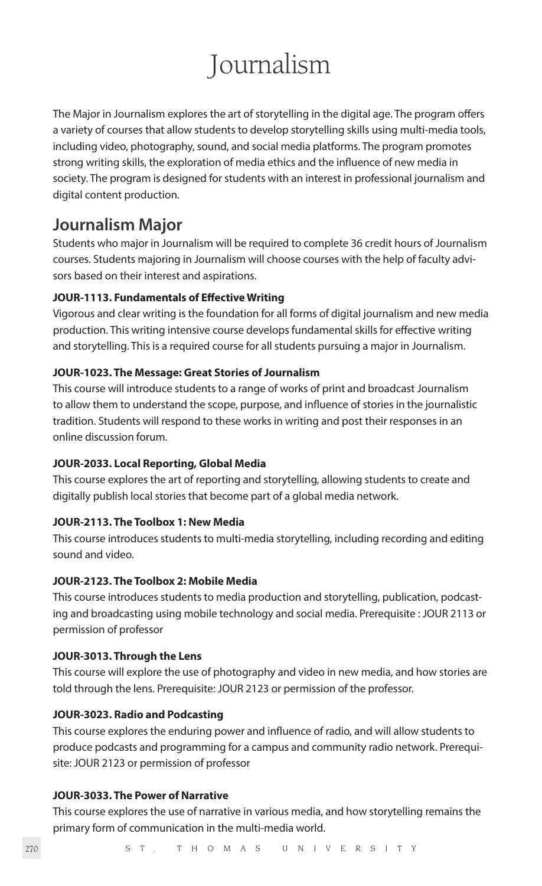# Journalism

The Major in Journalism explores the art of storytelling in the digital age. The program offers a variety of courses that allow students to develop storytelling skills using multi-media tools, including video, photography, sound, and social media platforms. The program promotes strong writing skills, the exploration of media ethics and the influence of new media in society. The program is designed for students with an interest in professional journalism and digital content production.

## Journalism Major

Students who major in Journalism will be required to complete 36 credit hours of Journalism courses. Students majoring in Journalism will choose courses with the help of faculty advisors based on their interest and aspirations.

#### JOUR-1113. Fundamentals of Effective Writing

Vigorous and clear writing is the foundation for all forms of digital journalism and new media production. This writing intensive course develops fundamental skills for effective writing and storytelling. This is a required course for all students pursuing a major in Journalism.

#### JOUR-1023. The Message: Great Stories of Journalism

This course will introduce students to a range of works of print and broadcast Journalism to allow them to understand the scope, purpose, and influence of stories in the journalistic tradition. Students will respond to these works in writing and post their responses in an online discussion forum.

#### JOUR-2033. Local Reporting, Global Media

This course explores the art of reporting and storytelling, allowing students to create and digitally publish local stories that become part of a global media network.

#### JOUR-2113. The Toolbox 1: New Media

This course introduces students to multi-media storytelling, including recording and editing sound and video.

#### JOUR-2123. The Toolbox 2: Mobile Media

This course introduces students to media production and storytelling, publication, podcasting and broadcasting using mobile technology and social media. Prerequisite : JOUR 2113 or permission of professor

#### JOUR-3013. Through the Lens

This course will explore the use of photography and video in new media, and how stories are told through the lens. Prerequisite: JOUR 2123 or permission of the professor.

#### JOUR-3023. Radio and Podcasting

This course explores the enduring power and influence of radio, and will allow students to produce podcasts and programming for a campus and community radio network. Prerequisite: JOUR 2123 or permission of professor

#### JOUR-3033. The Power of Narrative

This course explores the use of narrative in various media, and how storytelling remains the primary form of communication in the multi-media world.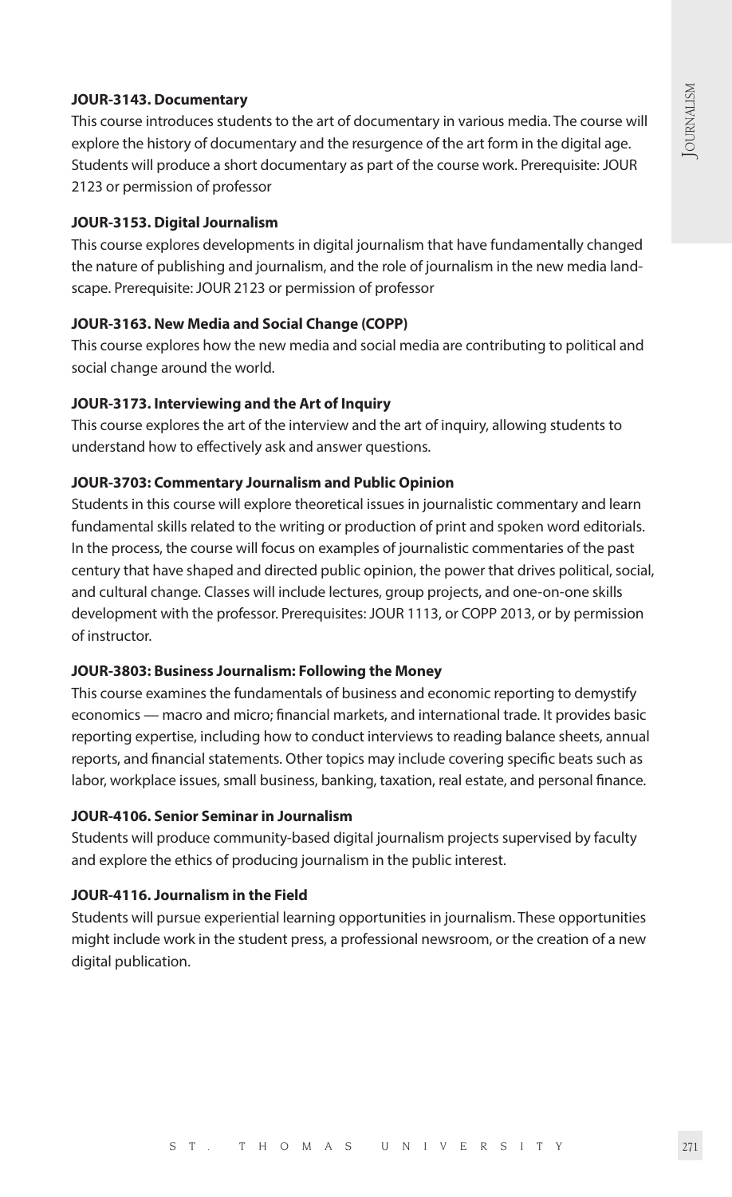**JOUR-3143. Documentary**

This course introduces students to the art of documentary in various media. The course will explore the history of documentary and the resurgence of the art form in the digital age. Students will produce a short documentary as part of the course work. Prerequisite: JOUR 2123 or permission of professor

**JOUR-3153. Digital Journalism**

This course explores developments in digital journalism that have fundamentally changed the nature of publishing and journalism, and the role of journalism in the new media landscape. Prerequisite: JOUR 2123 or permission of professor

**JOUR-3163. New Media and Social Change (COPP)**

This course explores how the new media and social media are contributing to political and social change around the world.

**JOUR-3173. Interviewing and the Art of Inquiry**

This course explores the art of the interview and the art of inquiry, allowing students to understand how to effectively ask and answer questions.

**JOUR-3703: Commentary Journalism and Public Opinion**

Students in this course will explore theoretical issues in journalistic commentary and learn fundamental skills related to the writing or production of print and spoken word editorials. In the process, the course will focus on examples of journalistic commentaries of the past century that have shaped and directed public opinion, the power that drives political, social, and cultural change. Classes will include lectures, group projects, and one-on-one skills development with the professor. Prerequisites: JOUR 1113, or COPP 2013, or by permission of instructor.

**JOUR-3803: Business Journalism: Following the Money**

This course examines the fundamentals of business and economic reporting to demystify economics — macro and micro; financial markets, and international trade. It provides basic reporting expertise, including how to conduct interviews to reading balance sheets, annual reports, and financial statements. Other topics may include covering specific beats such as labor, workplace issues, small business, banking, taxation, real estate, and personal finance.

**JOUR-4106. Senior Seminar in Journalism**

Students will produce community-based digital journalism projects supervised by faculty and explore the ethics of producing journalism in the public interest.

**JOUR-4116. Journalism in the Field**

Students will pursue experiential learning opportunities in journalism. These opportunities might include work in the student press, a professional newsroom, or the creation of a new digital publication.